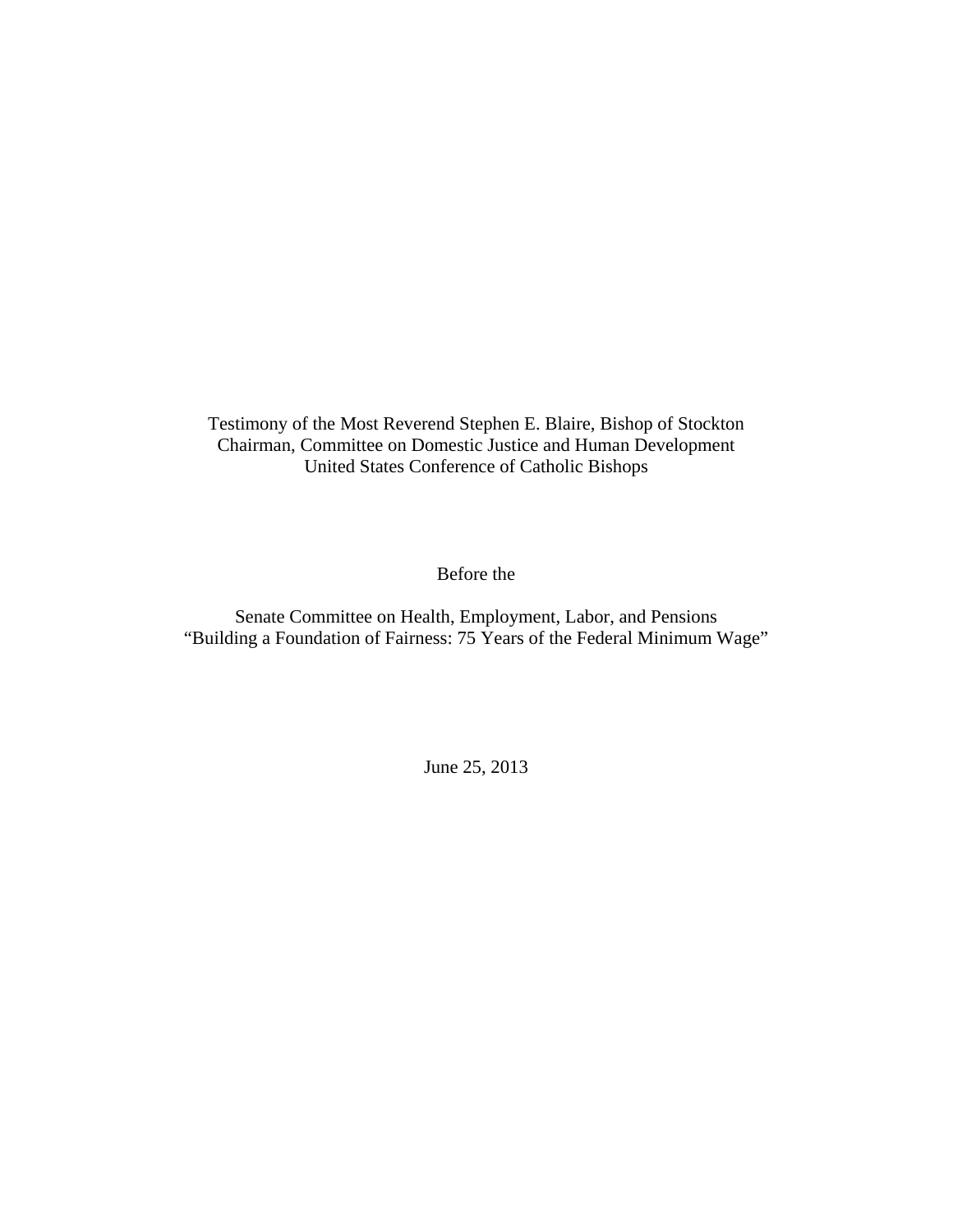Testimony of the Most Reverend Stephen E. Blaire, Bishop of Stockton
Chairman, Committee on Domestic Justice and Human Development
United States Conference of Catholic Bishops

Before the

Senate Committee on Health, Employment, Labor, and Pensions
"Building a Foundation of Fairness: 75 Years of the Federal Minimum Wage"

June 25, 2013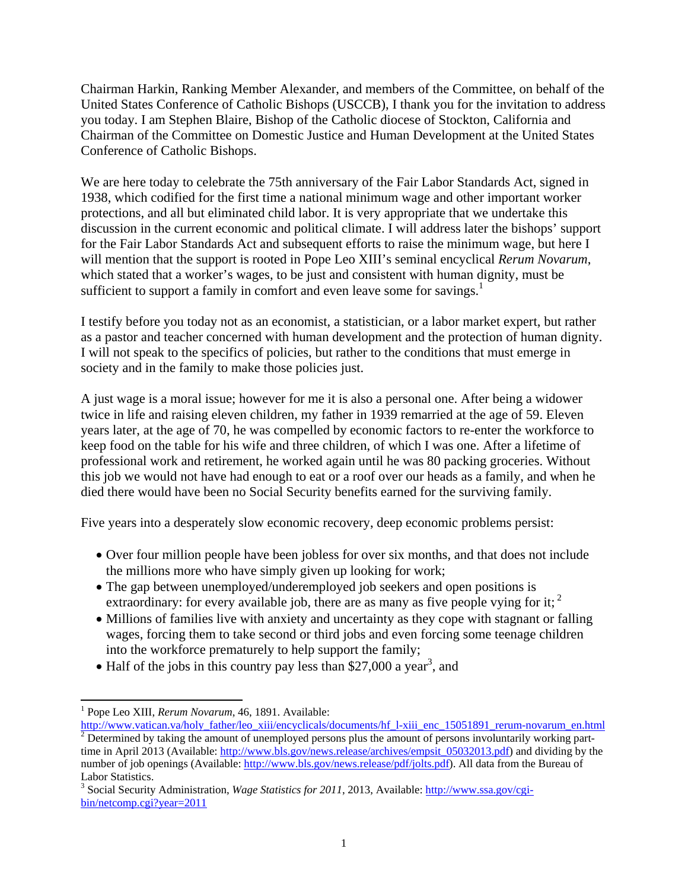Chairman Harkin, Ranking Member Alexander, and members of the Committee, on behalf of the United States Conference of Catholic Bishops (USCCB), I thank you for the invitation to address you today. I am Stephen Blaire, Bishop of the Catholic diocese of Stockton, California and Chairman of the Committee on Domestic Justice and Human Development at the United States Conference of Catholic Bishops.

We are here today to celebrate the 75th anniversary of the Fair Labor Standards Act, signed in 1938, which codified for the first time a national minimum wage and other important worker protections, and all but eliminated child labor. It is very appropriate that we undertake this discussion in the current economic and political climate. I will address later the bishops' support for the Fair Labor Standards Act and subsequent efforts to raise the minimum wage, but here I will mention that the support is rooted in Pope Leo XIII's seminal encyclical *Rerum Novarum*, which stated that a worker's wages, to be just and consistent with human dignity, must be sufficient to support a family in comfort and even leave some for savings.[1]

I testify before you today not as an economist, a statistician, or a labor market expert, but rather as a pastor and teacher concerned with human development and the protection of human dignity. I will not speak to the specifics of policies, but rather to the conditions that must emerge in society and in the family to make those policies just.

A just wage is a moral issue; however for me it is also a personal one. After being a widower twice in life and raising eleven children, my father in 1939 remarried at the age of 59. Eleven years later, at the age of 70, he was compelled by economic factors to re-enter the workforce to keep food on the table for his wife and three children, of which I was one. After a lifetime of professional work and retirement, he worked again until he was 80 packing groceries. Without this job we would not have had enough to eat or a roof over our heads as a family, and when he died there would have been no Social Security benefits earned for the surviving family.

Five years into a desperately slow economic recovery, deep economic problems persist:

- Over four million people have been jobless for over six months, and that does not include the millions more who have simply given up looking for work;
- The gap between unemployed/underemployed job seekers and open positions is extraordinary: for every available job, there are as many as five people vying for it;[2]
- Millions of families live with anxiety and uncertainty as they cope with stagnant or falling wages, forcing them to take second or third jobs and even forcing some teenage children into the workforce prematurely to help support the family;
- Half of the jobs in this country pay less than $27,000 a year[3], and

---

[1] Pope Leo XIII, *Rerum Novarum*, 46, 1891. Available: http://www.vatican.va/holy_father/leo_xiii/encyclicals/documents/hf_l-xiii_enc_15051891_rerum-novarum_en.html

[2] Determined by taking the amount of unemployed persons plus the amount of persons involuntarily working part-time in April 2013 (Available: http://www.bls.gov/news.release/archives/empsit_05032013.pdf) and dividing by the number of job openings (Available: http://www.bls.gov/news.release/pdf/jolts.pdf). All data from the Bureau of Labor Statistics.

[3] Social Security Administration, *Wage Statistics for 2011*, 2013, Available: http://www.ssa.gov/cgi-bin/netcomp.cgi?year=2011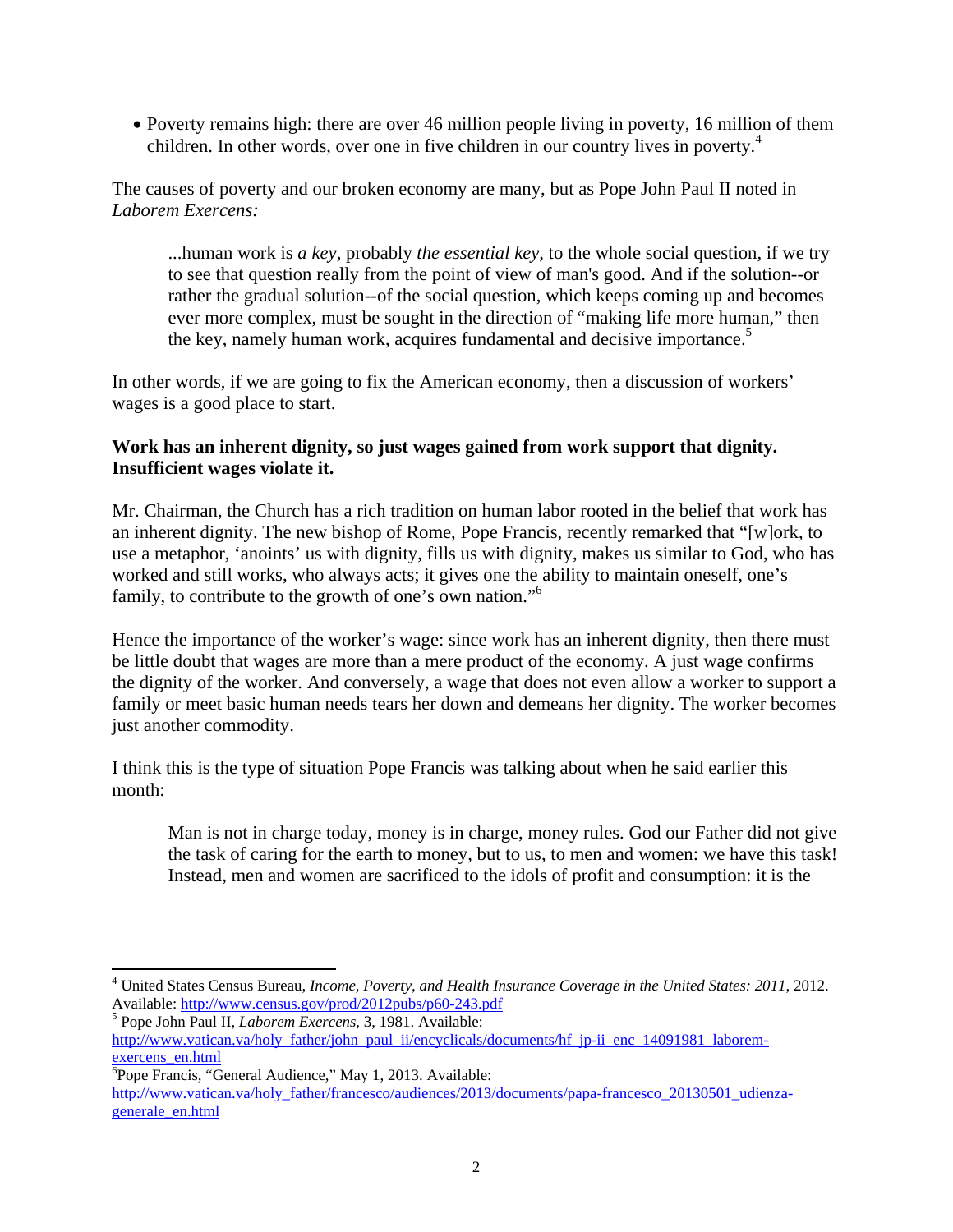- Poverty remains high: there are over 46 million people living in poverty, 16 million of them children. In other words, over one in five children in our country lives in poverty.[4]

The causes of poverty and our broken economy are many, but as Pope John Paul II noted in *Laborem Exercens:*

> ...human work is *a key,* probably *the essential key,* to the whole social question, if we try to see that question really from the point of view of man's good. And if the solution--or rather the gradual solution--of the social question, which keeps coming up and becomes ever more complex, must be sought in the direction of "making life more human," then the key, namely human work, acquires fundamental and decisive importance.[5]

In other words, if we are going to fix the American economy, then a discussion of workers' wages is a good place to start.

**Work has an inherent dignity, so just wages gained from work support that dignity. Insufficient wages violate it.**

Mr. Chairman, the Church has a rich tradition on human labor rooted in the belief that work has an inherent dignity. The new bishop of Rome, Pope Francis, recently remarked that "[w]ork, to use a metaphor, 'anoints' us with dignity, fills us with dignity, makes us similar to God, who has worked and still works, who always acts; it gives one the ability to maintain oneself, one's family, to contribute to the growth of one's own nation."[6]

Hence the importance of the worker's wage: since work has an inherent dignity, then there must be little doubt that wages are more than a mere product of the economy. A just wage confirms the dignity of the worker. And conversely, a wage that does not even allow a worker to support a family or meet basic human needs tears her down and demeans her dignity. The worker becomes just another commodity.

I think this is the type of situation Pope Francis was talking about when he said earlier this month:

> Man is not in charge today, money is in charge, money rules. God our Father did not give the task of caring for the earth to money, but to us, to men and women: we have this task! Instead, men and women are sacrificed to the idols of profit and consumption: it is the

---

[4] United States Census Bureau, *Income, Poverty, and Health Insurance Coverage in the United States: 2011*, 2012. Available: http://www.census.gov/prod/2012pubs/p60-243.pdf

[5] Pope John Paul II, *Laborem Exercens*, 3, 1981. Available: http://www.vatican.va/holy_father/john_paul_ii/encyclicals/documents/hf_jp-ii_enc_14091981_laborem-exercens_en.html

[6] Pope Francis, "General Audience," May 1, 2013. Available: http://www.vatican.va/holy_father/francesco/audiences/2013/documents/papa-francesco_20130501_udienza-generale_en.html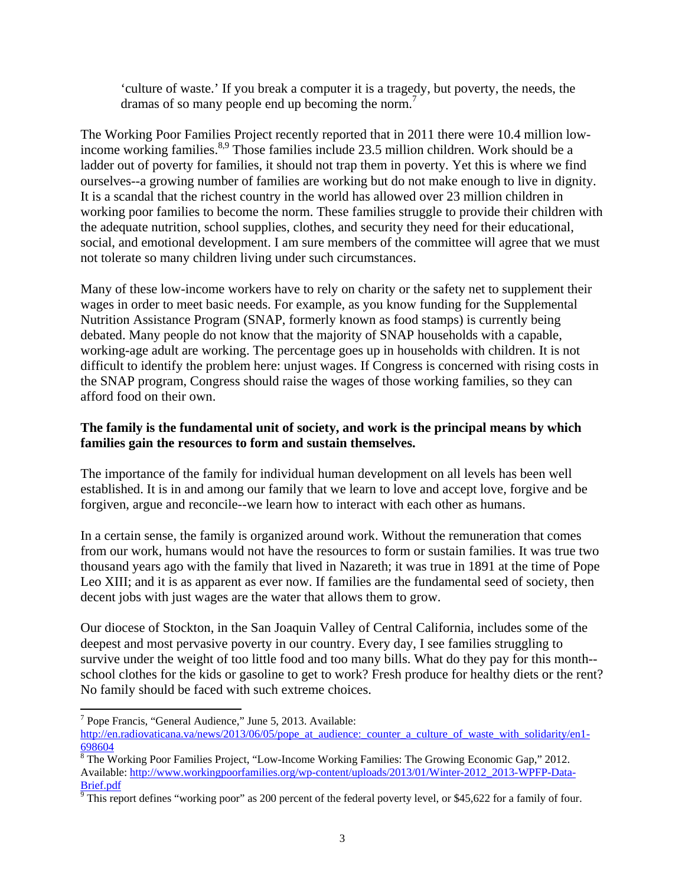'culture of waste.' If you break a computer it is a tragedy, but poverty, the needs, the dramas of so many people end up becoming the norm.[7]

The Working Poor Families Project recently reported that in 2011 there were 10.4 million low-income working families.[8,9] Those families include 23.5 million children. Work should be a ladder out of poverty for families, it should not trap them in poverty. Yet this is where we find ourselves--a growing number of families are working but do not make enough to live in dignity. It is a scandal that the richest country in the world has allowed over 23 million children in working poor families to become the norm. These families struggle to provide their children with the adequate nutrition, school supplies, clothes, and security they need for their educational, social, and emotional development. I am sure members of the committee will agree that we must not tolerate so many children living under such circumstances.

Many of these low-income workers have to rely on charity or the safety net to supplement their wages in order to meet basic needs. For example, as you know funding for the Supplemental Nutrition Assistance Program (SNAP, formerly known as food stamps) is currently being debated. Many people do not know that the majority of SNAP households with a capable, working-age adult are working. The percentage goes up in households with children. It is not difficult to identify the problem here: unjust wages. If Congress is concerned with rising costs in the SNAP program, Congress should raise the wages of those working families, so they can afford food on their own.

**The family is the fundamental unit of society, and work is the principal means by which families gain the resources to form and sustain themselves.**

The importance of the family for individual human development on all levels has been well established. It is in and among our family that we learn to love and accept love, forgive and be forgiven, argue and reconcile--we learn how to interact with each other as humans.

In a certain sense, the family is organized around work. Without the remuneration that comes from our work, humans would not have the resources to form or sustain families. It was true two thousand years ago with the family that lived in Nazareth; it was true in 1891 at the time of Pope Leo XIII; and it is as apparent as ever now. If families are the fundamental seed of society, then decent jobs with just wages are the water that allows them to grow.

Our diocese of Stockton, in the San Joaquin Valley of Central California, includes some of the deepest and most pervasive poverty in our country. Every day, I see families struggling to survive under the weight of too little food and too many bills. What do they pay for this month--school clothes for the kids or gasoline to get to work? Fresh produce for healthy diets or the rent? No family should be faced with such extreme choices.

---

[7] Pope Francis, "General Audience," June 5, 2013. Available: http://en.radiovaticana.va/news/2013/06/05/pope_at_audience:_counter_a_culture_of_waste_with_solidarity/en1-698604

[8] The Working Poor Families Project, "Low-Income Working Families: The Growing Economic Gap," 2012. Available: http://www.workingpoorfamilies.org/wp-content/uploads/2013/01/Winter-2012_2013-WPFP-Data-Brief.pdf

[9] This report defines "working poor" as 200 percent of the federal poverty level, or $45,622 for a family of four.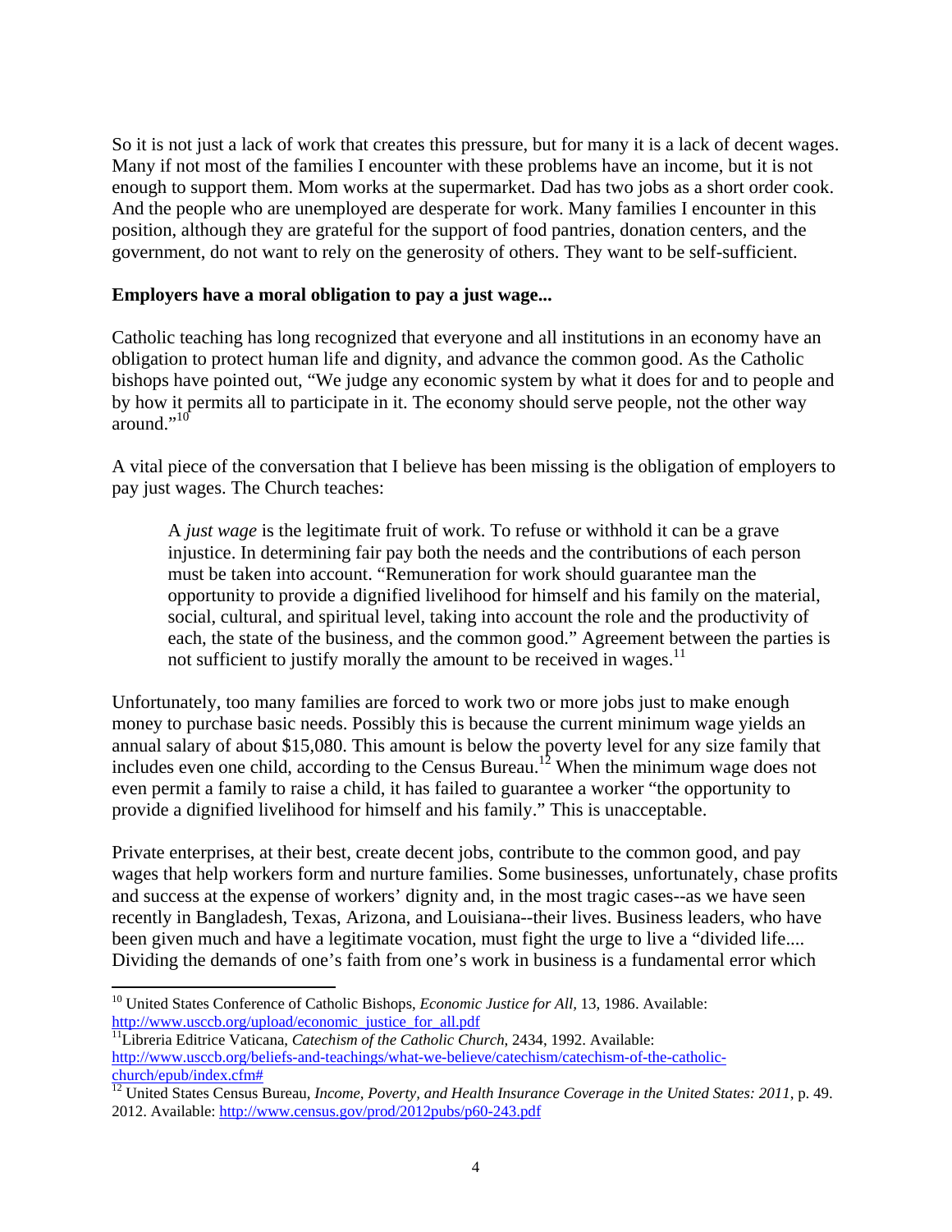So it is not just a lack of work that creates this pressure, but for many it is a lack of decent wages. Many if not most of the families I encounter with these problems have an income, but it is not enough to support them. Mom works at the supermarket. Dad has two jobs as a short order cook. And the people who are unemployed are desperate for work. Many families I encounter in this position, although they are grateful for the support of food pantries, donation centers, and the government, do not want to rely on the generosity of others. They want to be self-sufficient.

**Employers have a moral obligation to pay a just wage...**

Catholic teaching has long recognized that everyone and all institutions in an economy have an obligation to protect human life and dignity, and advance the common good. As the Catholic bishops have pointed out, "We judge any economic system by what it does for and to people and by how it permits all to participate in it. The economy should serve people, not the other way around."[10]

A vital piece of the conversation that I believe has been missing is the obligation of employers to pay just wages. The Church teaches:

> A *just wage* is the legitimate fruit of work. To refuse or withhold it can be a grave injustice. In determining fair pay both the needs and the contributions of each person must be taken into account. "Remuneration for work should guarantee man the opportunity to provide a dignified livelihood for himself and his family on the material, social, cultural, and spiritual level, taking into account the role and the productivity of each, the state of the business, and the common good." Agreement between the parties is not sufficient to justify morally the amount to be received in wages.[11]

Unfortunately, too many families are forced to work two or more jobs just to make enough money to purchase basic needs. Possibly this is because the current minimum wage yields an annual salary of about $15,080. This amount is below the poverty level for any size family that includes even one child, according to the Census Bureau.[12] When the minimum wage does not even permit a family to raise a child, it has failed to guarantee a worker "the opportunity to provide a dignified livelihood for himself and his family." This is unacceptable.

Private enterprises, at their best, create decent jobs, contribute to the common good, and pay wages that help workers form and nurture families. Some businesses, unfortunately, chase profits and success at the expense of workers' dignity and, in the most tragic cases--as we have seen recently in Bangladesh, Texas, Arizona, and Louisiana--their lives. Business leaders, who have been given much and have a legitimate vocation, must fight the urge to live a "divided life.... Dividing the demands of one's faith from one's work in business is a fundamental error which

---

[10] United States Conference of Catholic Bishops, *Economic Justice for All*, 13, 1986. Available: http://www.usccb.org/upload/economic_justice_for_all.pdf

[11] Libreria Editrice Vaticana, *Catechism of the Catholic Church*, 2434, 1992. Available: http://www.usccb.org/beliefs-and-teachings/what-we-believe/catechism/catechism-of-the-catholic-church/epub/index.cfm#

[12] United States Census Bureau, *Income, Poverty, and Health Insurance Coverage in the United States: 2011*, p. 49. 2012. Available: http://www.census.gov/prod/2012pubs/p60-243.pdf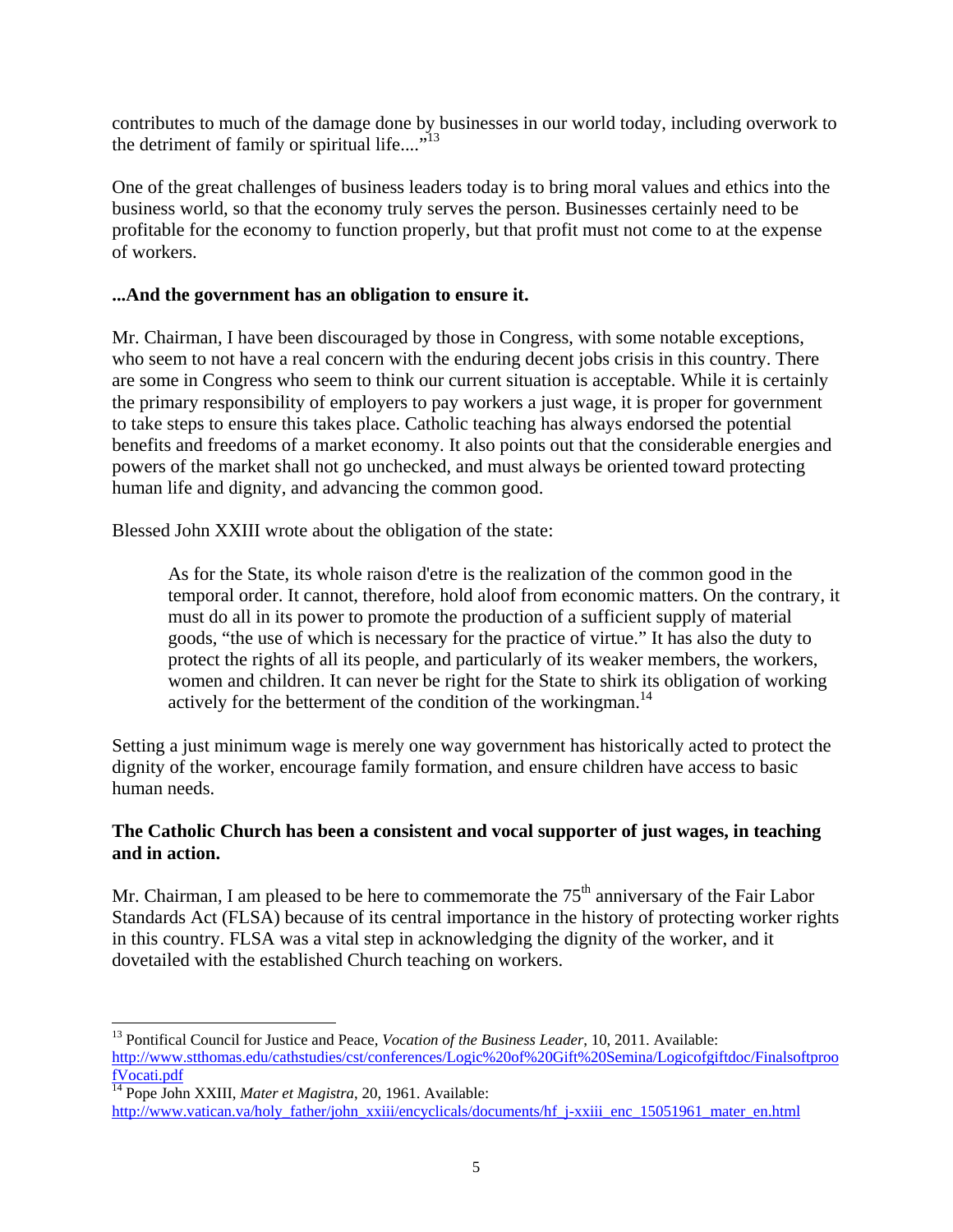contributes to much of the damage done by businesses in our world today, including overwork to the detriment of family or spiritual life...."[13]

One of the great challenges of business leaders today is to bring moral values and ethics into the business world, so that the economy truly serves the person. Businesses certainly need to be profitable for the economy to function properly, but that profit must not come to at the expense of workers.

**...And the government has an obligation to ensure it.**

Mr. Chairman, I have been discouraged by those in Congress, with some notable exceptions, who seem to not have a real concern with the enduring decent jobs crisis in this country. There are some in Congress who seem to think our current situation is acceptable. While it is certainly the primary responsibility of employers to pay workers a just wage, it is proper for government to take steps to ensure this takes place. Catholic teaching has always endorsed the potential benefits and freedoms of a market economy. It also points out that the considerable energies and powers of the market shall not go unchecked, and must always be oriented toward protecting human life and dignity, and advancing the common good.

Blessed John XXIII wrote about the obligation of the state:

> As for the State, its whole raison d'etre is the realization of the common good in the temporal order. It cannot, therefore, hold aloof from economic matters. On the contrary, it must do all in its power to promote the production of a sufficient supply of material goods, "the use of which is necessary for the practice of virtue." It has also the duty to protect the rights of all its people, and particularly of its weaker members, the workers, women and children. It can never be right for the State to shirk its obligation of working actively for the betterment of the condition of the workingman.[14]

Setting a just minimum wage is merely one way government has historically acted to protect the dignity of the worker, encourage family formation, and ensure children have access to basic human needs.

**The Catholic Church has been a consistent and vocal supporter of just wages, in teaching and in action.**

Mr. Chairman, I am pleased to be here to commemorate the 75th anniversary of the Fair Labor Standards Act (FLSA) because of its central importance in the history of protecting worker rights in this country. FLSA was a vital step in acknowledging the dignity of the worker, and it dovetailed with the established Church teaching on workers.

---

[13] Pontifical Council for Justice and Peace, *Vocation of the Business Leader*, 10, 2011. Available: http://www.stthomas.edu/cathstudies/cst/conferences/Logic%20of%20Gift%20Semina/Logicofgiftdoc/FinalsoftproofVocati.pdf

[14] Pope John XXIII, *Mater et Magistra*, 20, 1961. Available: http://www.vatican.va/holy_father/john_xxiii/encyclicals/documents/hf_j-xxiii_enc_15051961_mater_en.html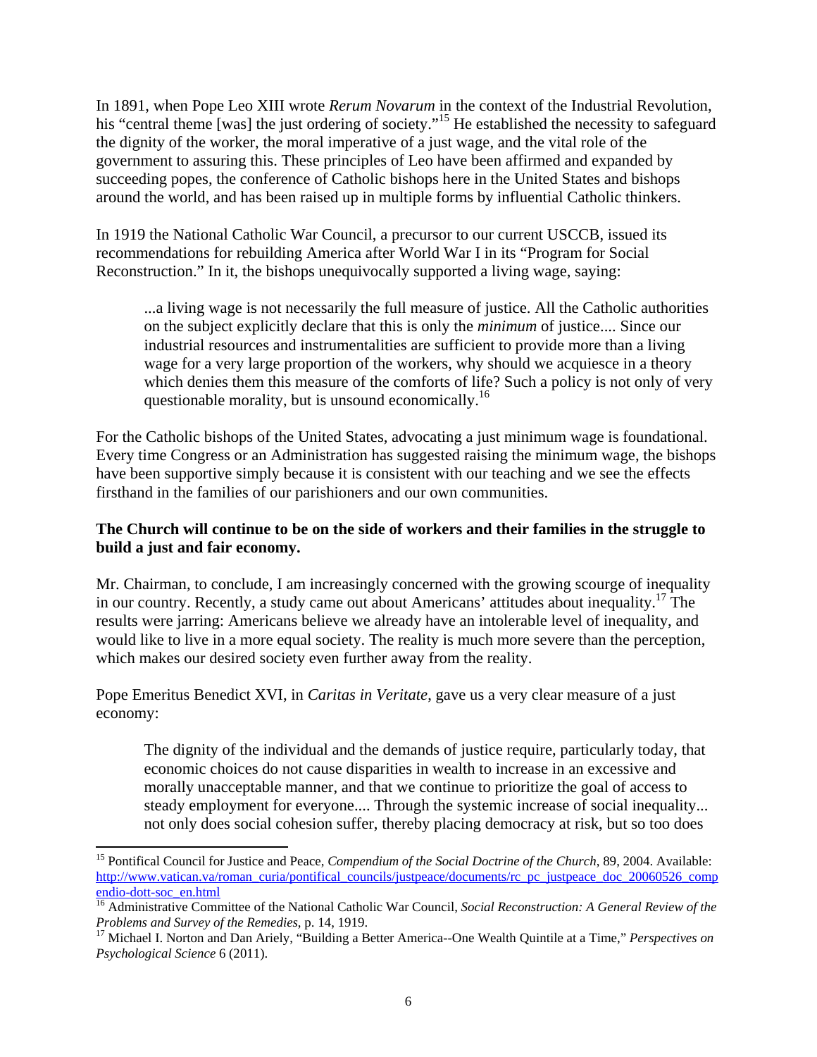In 1891, when Pope Leo XIII wrote *Rerum Novarum* in the context of the Industrial Revolution, his "central theme [was] the just ordering of society."[15] He established the necessity to safeguard the dignity of the worker, the moral imperative of a just wage, and the vital role of the government to assuring this. These principles of Leo have been affirmed and expanded by succeeding popes, the conference of Catholic bishops here in the United States and bishops around the world, and has been raised up in multiple forms by influential Catholic thinkers.

In 1919 the National Catholic War Council, a precursor to our current USCCB, issued its recommendations for rebuilding America after World War I in its "Program for Social Reconstruction." In it, the bishops unequivocally supported a living wage, saying:

> ...a living wage is not necessarily the full measure of justice. All the Catholic authorities on the subject explicitly declare that this is only the *minimum* of justice.... Since our industrial resources and instrumentalities are sufficient to provide more than a living wage for a very large proportion of the workers, why should we acquiesce in a theory which denies them this measure of the comforts of life? Such a policy is not only of very questionable morality, but is unsound economically.[16]

For the Catholic bishops of the United States, advocating a just minimum wage is foundational. Every time Congress or an Administration has suggested raising the minimum wage, the bishops have been supportive simply because it is consistent with our teaching and we see the effects firsthand in the families of our parishioners and our own communities.

**The Church will continue to be on the side of workers and their families in the struggle to build a just and fair economy.**

Mr. Chairman, to conclude, I am increasingly concerned with the growing scourge of inequality in our country. Recently, a study came out about Americans' attitudes about inequality.[17] The results were jarring: Americans believe we already have an intolerable level of inequality, and would like to live in a more equal society. The reality is much more severe than the perception, which makes our desired society even further away from the reality.

Pope Emeritus Benedict XVI, in *Caritas in Veritate*, gave us a very clear measure of a just economy:

> The dignity of the individual and the demands of justice require, particularly today, that economic choices do not cause disparities in wealth to increase in an excessive and morally unacceptable manner, and that we continue to prioritize the goal of access to steady employment for everyone.... Through the systemic increase of social inequality... not only does social cohesion suffer, thereby placing democracy at risk, but so too does

---

[15] Pontifical Council for Justice and Peace, *Compendium of the Social Doctrine of the Church*, 89, 2004. Available: http://www.vatican.va/roman_curia/pontifical_councils/justpeace/documents/rc_pc_justpeace_doc_20060526_compendio-dott-soc_en.html

[16] Administrative Committee of the National Catholic War Council, *Social Reconstruction: A General Review of the Problems and Survey of the Remedies*, p. 14, 1919.

[17] Michael I. Norton and Dan Ariely, "Building a Better America--One Wealth Quintile at a Time," *Perspectives on Psychological Science* 6 (2011).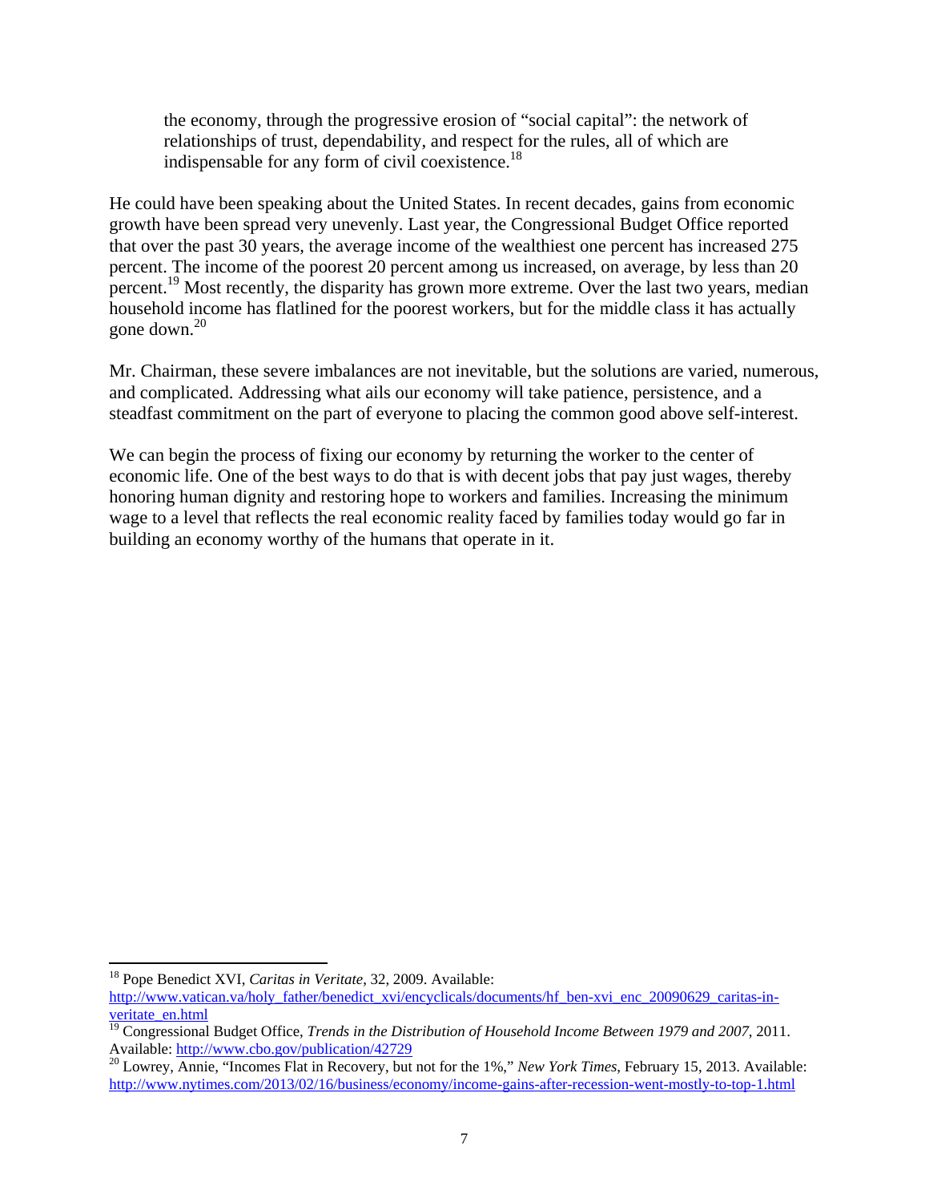> the economy, through the progressive erosion of "social capital": the network of relationships of trust, dependability, and respect for the rules, all of which are indispensable for any form of civil coexistence.[18]

He could have been speaking about the United States. In recent decades, gains from economic growth have been spread very unevenly. Last year, the Congressional Budget Office reported that over the past 30 years, the average income of the wealthiest one percent has increased 275 percent. The income of the poorest 20 percent among us increased, on average, by less than 20 percent.[19] Most recently, the disparity has grown more extreme. Over the last two years, median household income has flatlined for the poorest workers, but for the middle class it has actually gone down.[20]

Mr. Chairman, these severe imbalances are not inevitable, but the solutions are varied, numerous, and complicated. Addressing what ails our economy will take patience, persistence, and a steadfast commitment on the part of everyone to placing the common good above self-interest.

We can begin the process of fixing our economy by returning the worker to the center of economic life. One of the best ways to do that is with decent jobs that pay just wages, thereby honoring human dignity and restoring hope to workers and families. Increasing the minimum wage to a level that reflects the real economic reality faced by families today would go far in building an economy worthy of the humans that operate in it.

---

[18] Pope Benedict XVI, *Caritas in Veritate*, 32, 2009. Available: http://www.vatican.va/holy_father/benedict_xvi/encyclicals/documents/hf_ben-xvi_enc_20090629_caritas-in-veritate_en.html

[19] Congressional Budget Office, *Trends in the Distribution of Household Income Between 1979 and 2007*, 2011. Available: http://www.cbo.gov/publication/42729

[20] Lowrey, Annie, "Incomes Flat in Recovery, but not for the 1%," *New York Times*, February 15, 2013. Available: http://www.nytimes.com/2013/02/16/business/economy/income-gains-after-recession-went-mostly-to-top-1.html